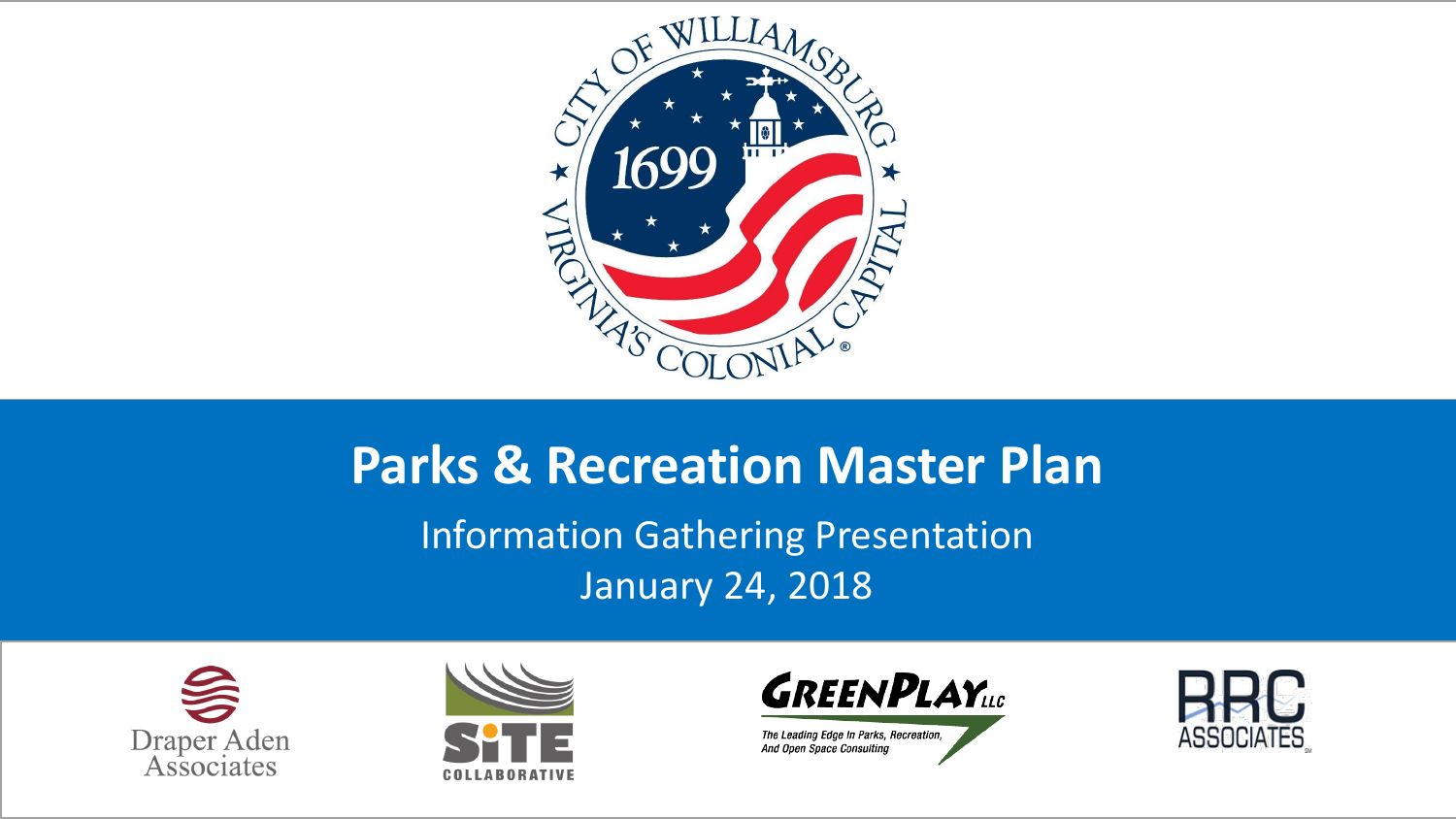# Parks & Recreation Master Plan

Information Gathering Presentation

January 24, 2018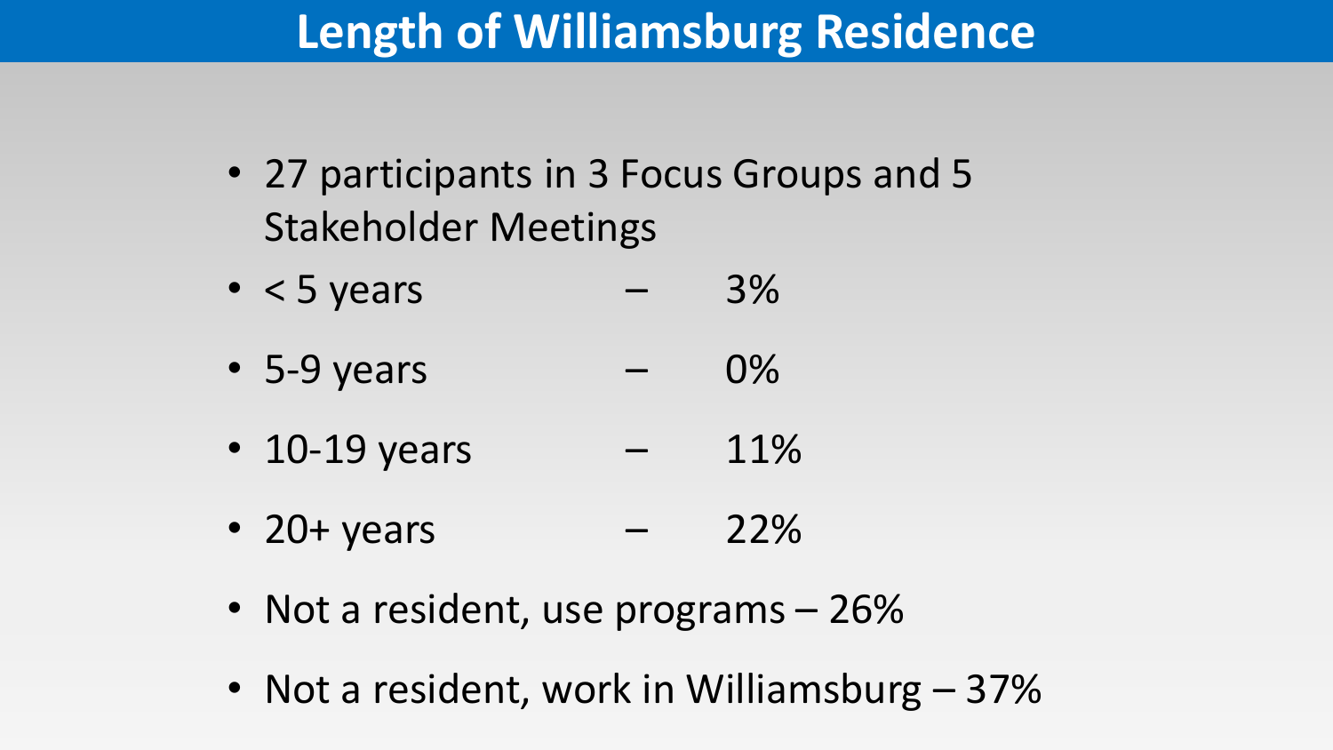# Length of Williamsburg Residence

- 27 participants in 3 Focus Groups and 5 Stakeholder Meetings
- < 5 years – 3%
- 5-9 years – 0%
- 10-19 years – 11%
- 20+ years – 22%
- Not a resident, use programs – 26%
- Not a resident, work in Williamsburg – 37%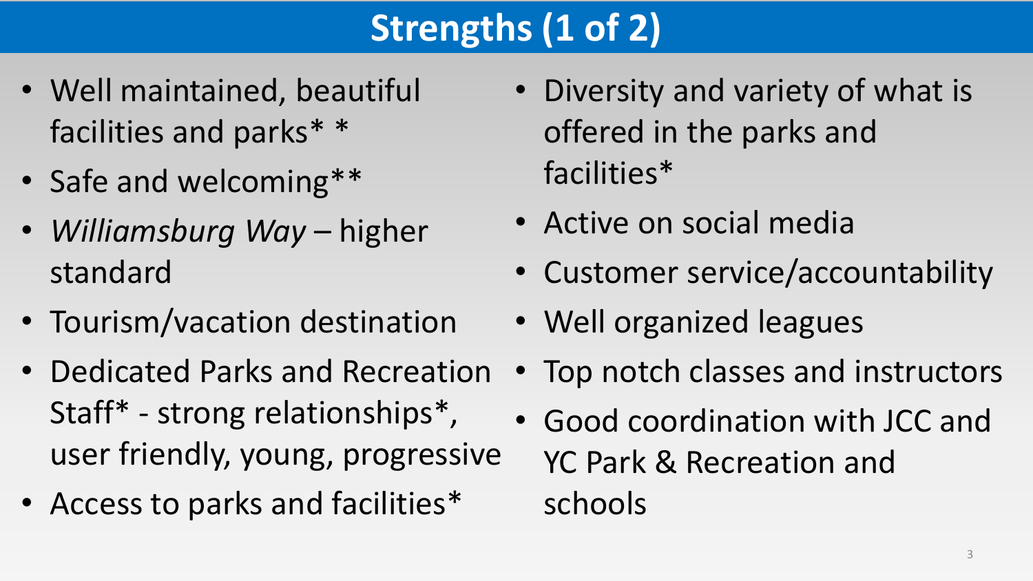# Strengths (1 of 2)

- Well maintained, beautiful facilities and parks* *
- Safe and welcoming**
- *Williamsburg Way* – higher standard
- Tourism/vacation destination
- Dedicated Parks and Recreation Staff* - strong relationships*, user friendly, young, progressive
- Access to parks and facilities*
- Diversity and variety of what is offered in the parks and facilities*
- Active on social media
- Customer service/accountability
- Well organized leagues
- Top notch classes and instructors
- Good coordination with JCC and YC Park & Recreation and schools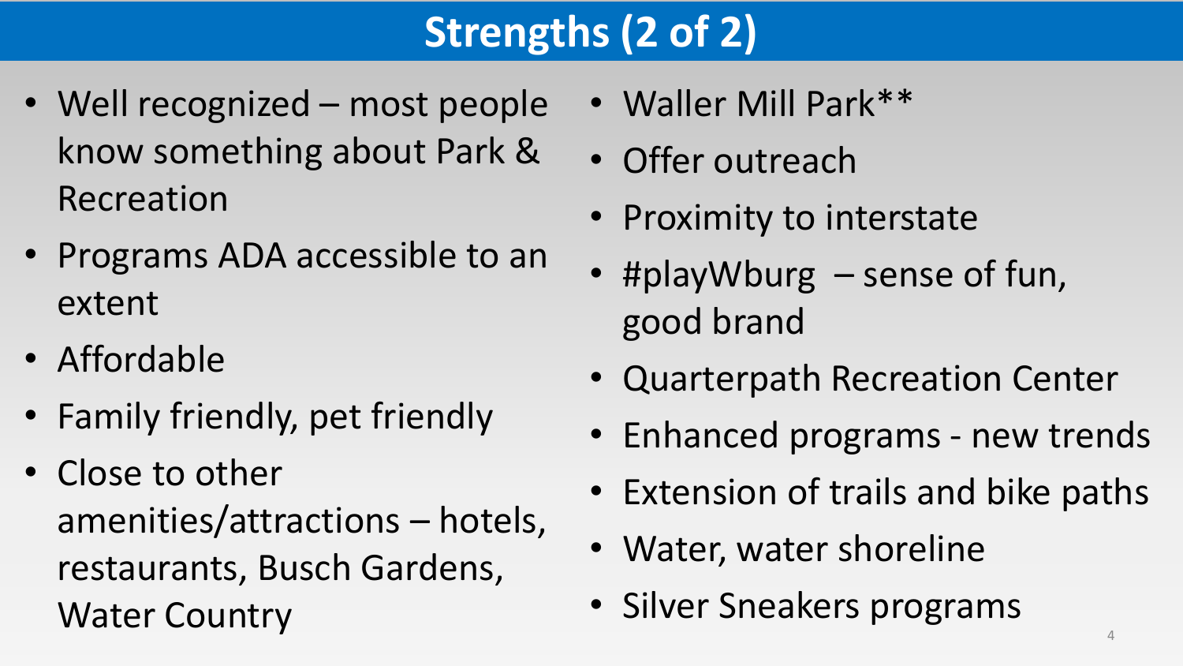# Strengths (2 of 2)

- Well recognized – most people know something about Park & Recreation
- Programs ADA accessible to an extent
- Affordable
- Family friendly, pet friendly
- Close to other amenities/attractions – hotels, restaurants, Busch Gardens, Water Country
- Waller Mill Park**
- Offer outreach
- Proximity to interstate
- #playWburg – sense of fun, good brand
- Quarterpath Recreation Center
- Enhanced programs - new trends
- Extension of trails and bike paths
- Water, water shoreline
- Silver Sneakers programs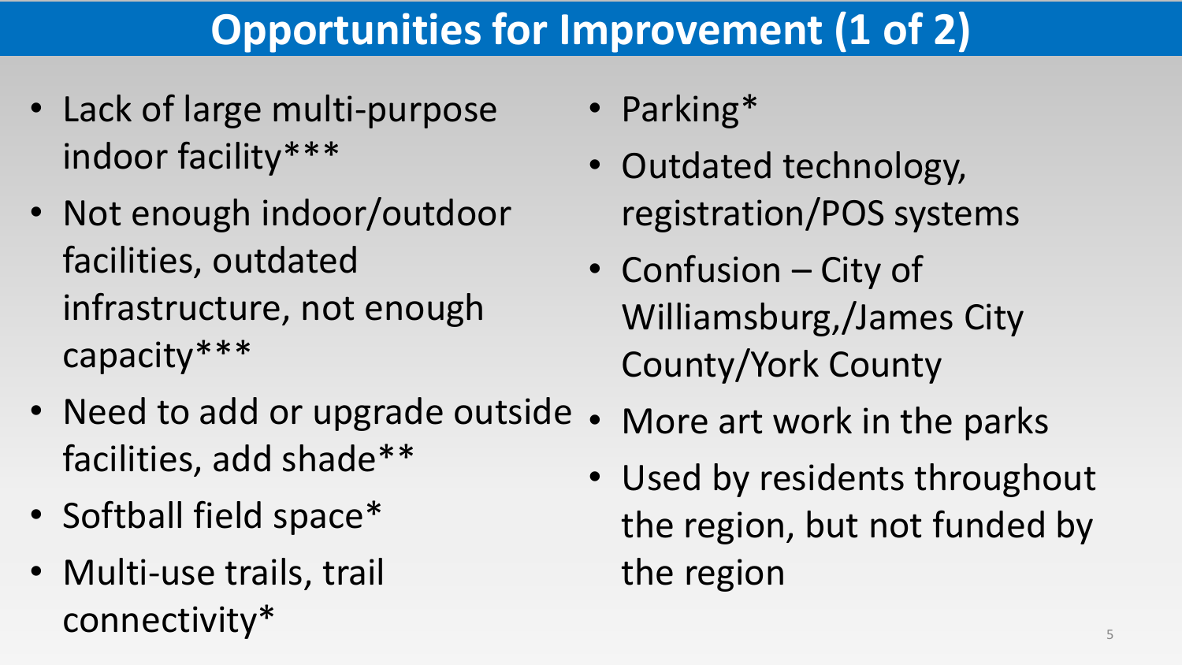# Opportunities for Improvement (1 of 2)

- Lack of large multi-purpose indoor facility***
- Not enough indoor/outdoor facilities, outdated infrastructure, not enough capacity***
- Need to add or upgrade outside facilities, add shade**
- Softball field space*
- Multi-use trails, trail connectivity*
- Parking*
- Outdated technology, registration/POS systems
- Confusion – City of Williamsburg,/James City County/York County
- More art work in the parks
- Used by residents throughout the region, but not funded by the region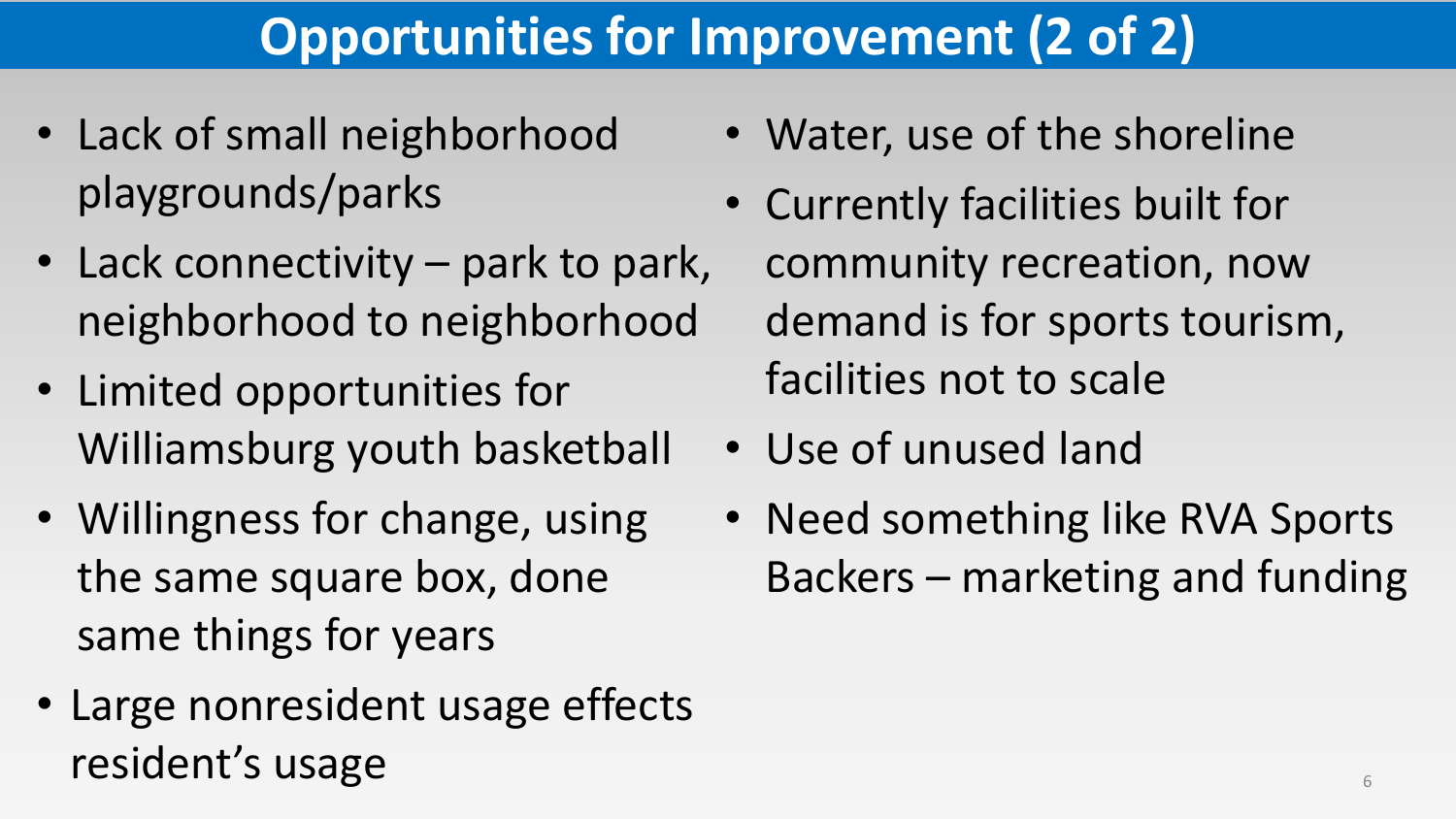# Opportunities for Improvement (2 of 2)

- Lack of small neighborhood playgrounds/parks
- Lack connectivity – park to park, neighborhood to neighborhood
- Limited opportunities for Williamsburg youth basketball
- Willingness for change, using the same square box, done same things for years
- Large nonresident usage effects resident's usage
- Water, use of the shoreline
- Currently facilities built for community recreation, now demand is for sports tourism, facilities not to scale
- Use of unused land
- Need something like RVA Sports Backers – marketing and funding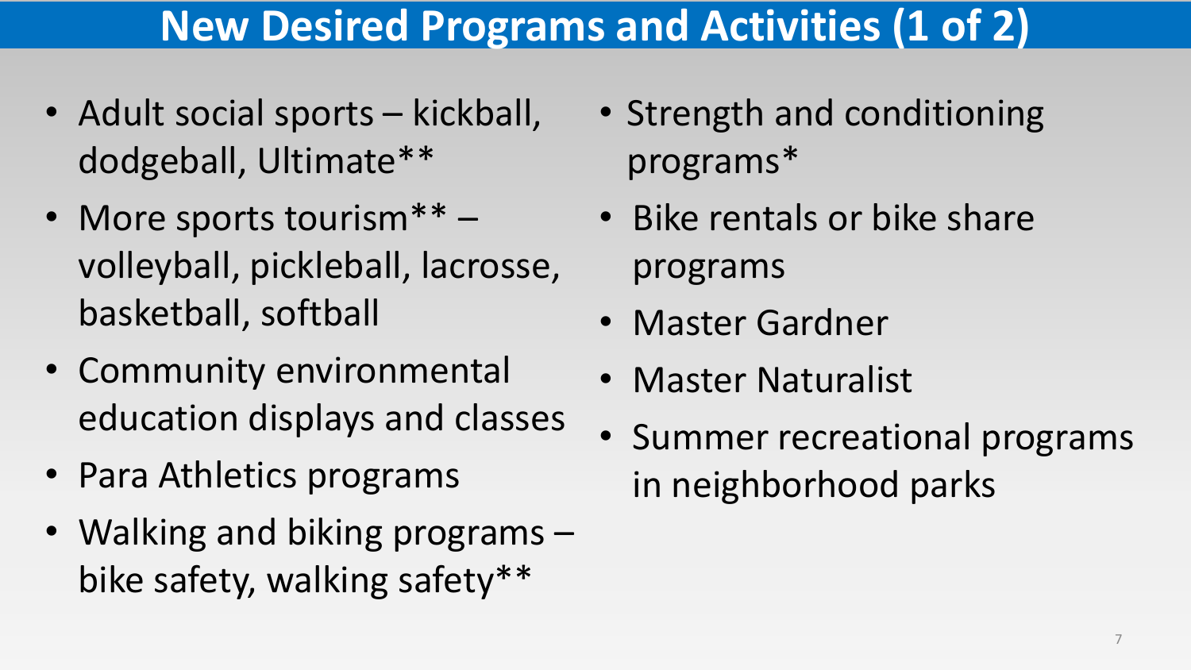# New Desired Programs and Activities (1 of 2)

- Adult social sports – kickball, dodgeball, Ultimate**
- More sports tourism** – volleyball, pickleball, lacrosse, basketball, softball
- Community environmental education displays and classes
- Para Athletics programs
- Walking and biking programs – bike safety, walking safety**
- Strength and conditioning programs*
- Bike rentals or bike share programs
- Master Gardner
- Master Naturalist
- Summer recreational programs in neighborhood parks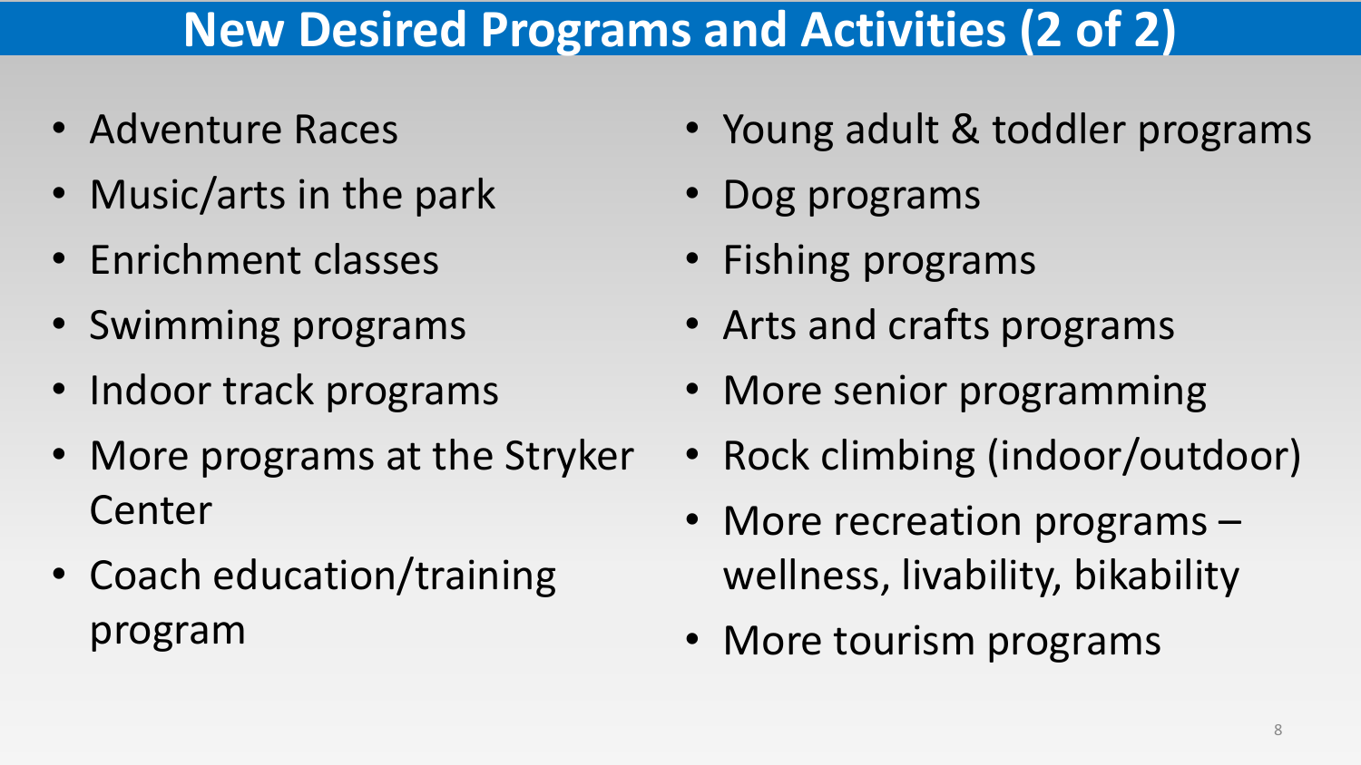# New Desired Programs and Activities (2 of 2)

- Adventure Races
- Music/arts in the park
- Enrichment classes
- Swimming programs
- Indoor track programs
- More programs at the Stryker Center
- Coach education/training program
- Young adult & toddler programs
- Dog programs
- Fishing programs
- Arts and crafts programs
- More senior programming
- Rock climbing (indoor/outdoor)
- More recreation programs – wellness, livability, bikability
- More tourism programs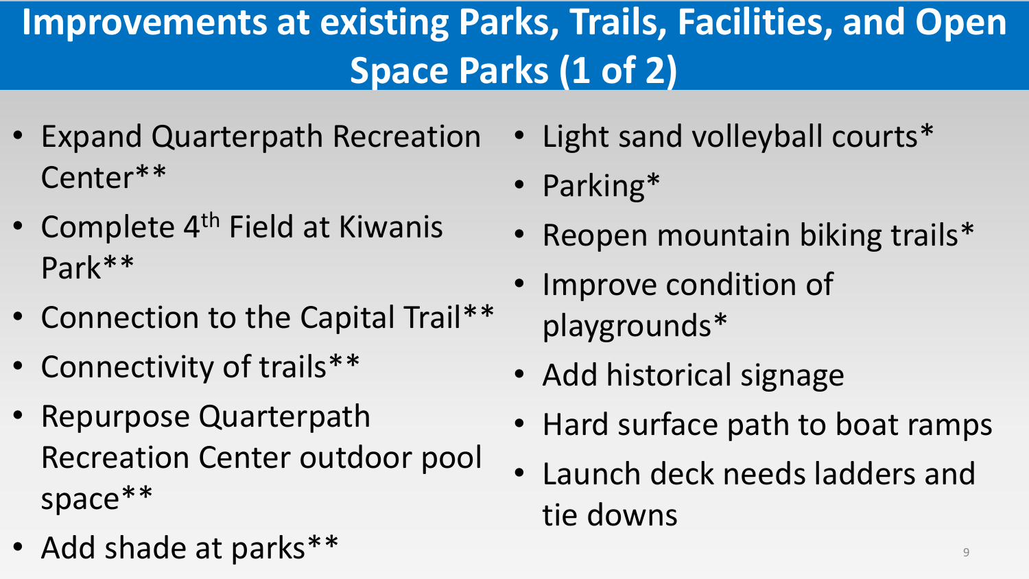# Improvements at existing Parks, Trails, Facilities, and Open Space Parks (1 of 2)

- Expand Quarterpath Recreation Center**
- Complete 4th Field at Kiwanis Park**
- Connection to the Capital Trail**
- Connectivity of trails**
- Repurpose Quarterpath Recreation Center outdoor pool space**
- Add shade at parks**
- Light sand volleyball courts*
- Parking*
- Reopen mountain biking trails*
- Improve condition of playgrounds*
- Add historical signage
- Hard surface path to boat ramps
- Launch deck needs ladders and tie downs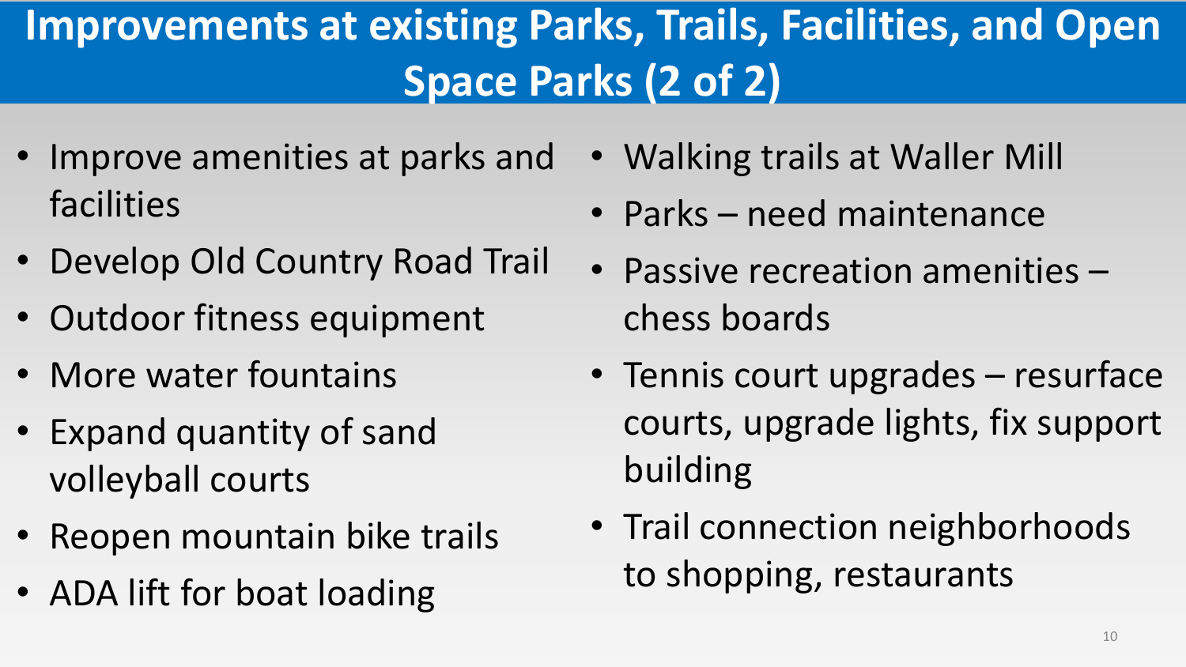# Improvements at existing Parks, Trails, Facilities, and Open Space Parks (2 of 2)

- Improve amenities at parks and facilities
- Develop Old Country Road Trail
- Outdoor fitness equipment
- More water fountains
- Expand quantity of sand volleyball courts
- Reopen mountain bike trails
- ADA lift for boat loading
- Walking trails at Waller Mill
- Parks – need maintenance
- Passive recreation amenities – chess boards
- Tennis court upgrades – resurface courts, upgrade lights, fix support building
- Trail connection neighborhoods to shopping, restaurants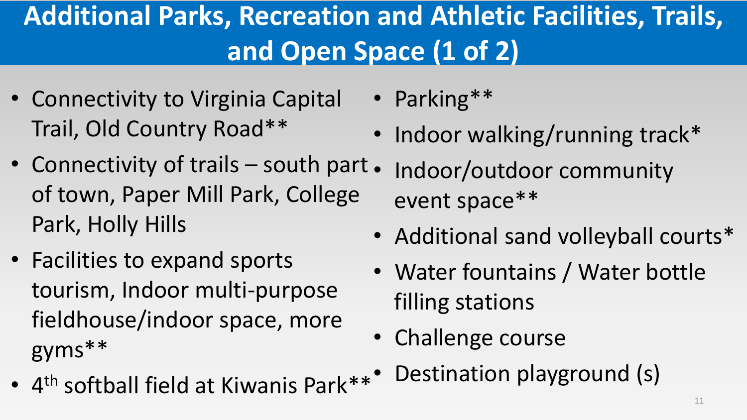# Additional Parks, Recreation and Athletic Facilities, Trails, and Open Space (1 of 2)

- Connectivity to Virginia Capital Trail, Old Country Road**
- Connectivity of trails – south part of town, Paper Mill Park, College Park, Holly Hills
- Facilities to expand sports tourism, Indoor multi-purpose fieldhouse/indoor space, more gyms**
- 4th softball field at Kiwanis Park**
- Parking**
- Indoor walking/running track*
- Indoor/outdoor community event space**
- Additional sand volleyball courts*
- Water fountains / Water bottle filling stations
- Challenge course
- Destination playground (s)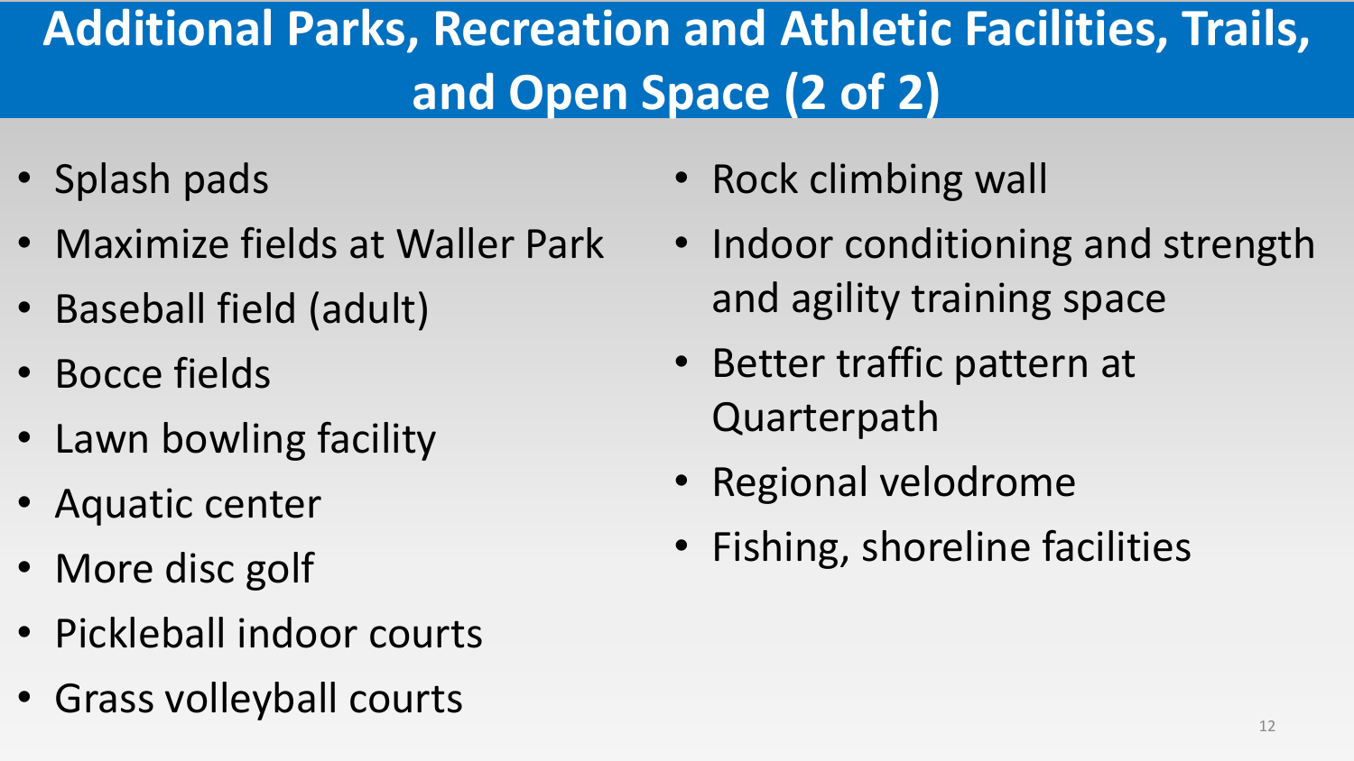# Additional Parks, Recreation and Athletic Facilities, Trails, and Open Space (2 of 2)

- Splash pads
- Maximize fields at Waller Park
- Baseball field (adult)
- Bocce fields
- Lawn bowling facility
- Aquatic center
- More disc golf
- Pickleball indoor courts
- Grass volleyball courts
- Rock climbing wall
- Indoor conditioning and strength and agility training space
- Better traffic pattern at Quarterpath
- Regional velodrome
- Fishing, shoreline facilities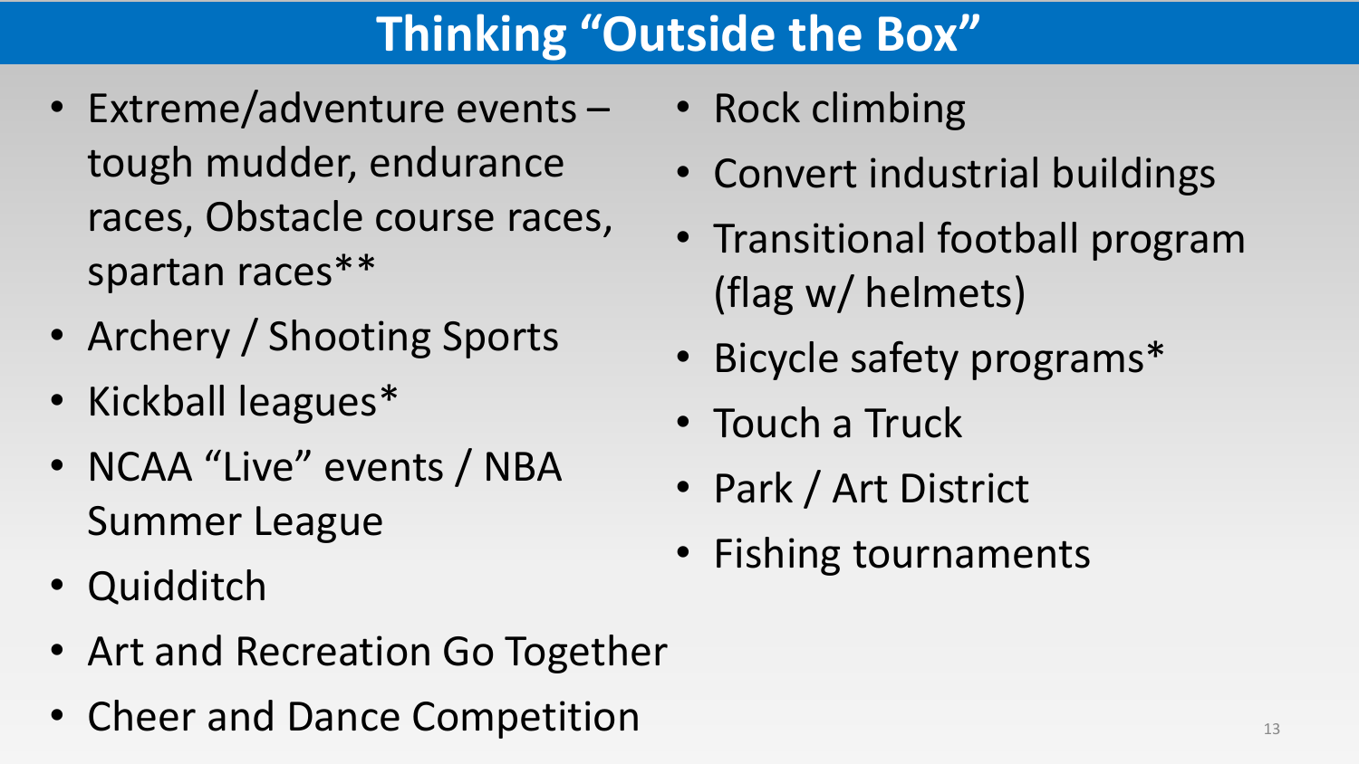# Thinking "Outside the Box"

- Extreme/adventure events – tough mudder, endurance races, Obstacle course races, spartan races**
- Archery / Shooting Sports
- Kickball leagues*
- NCAA "Live" events / NBA Summer League
- Quidditch
- Art and Recreation Go Together
- Cheer and Dance Competition
- Rock climbing
- Convert industrial buildings
- Transitional football program (flag w/ helmets)
- Bicycle safety programs*
- Touch a Truck
- Park / Art District
- Fishing tournaments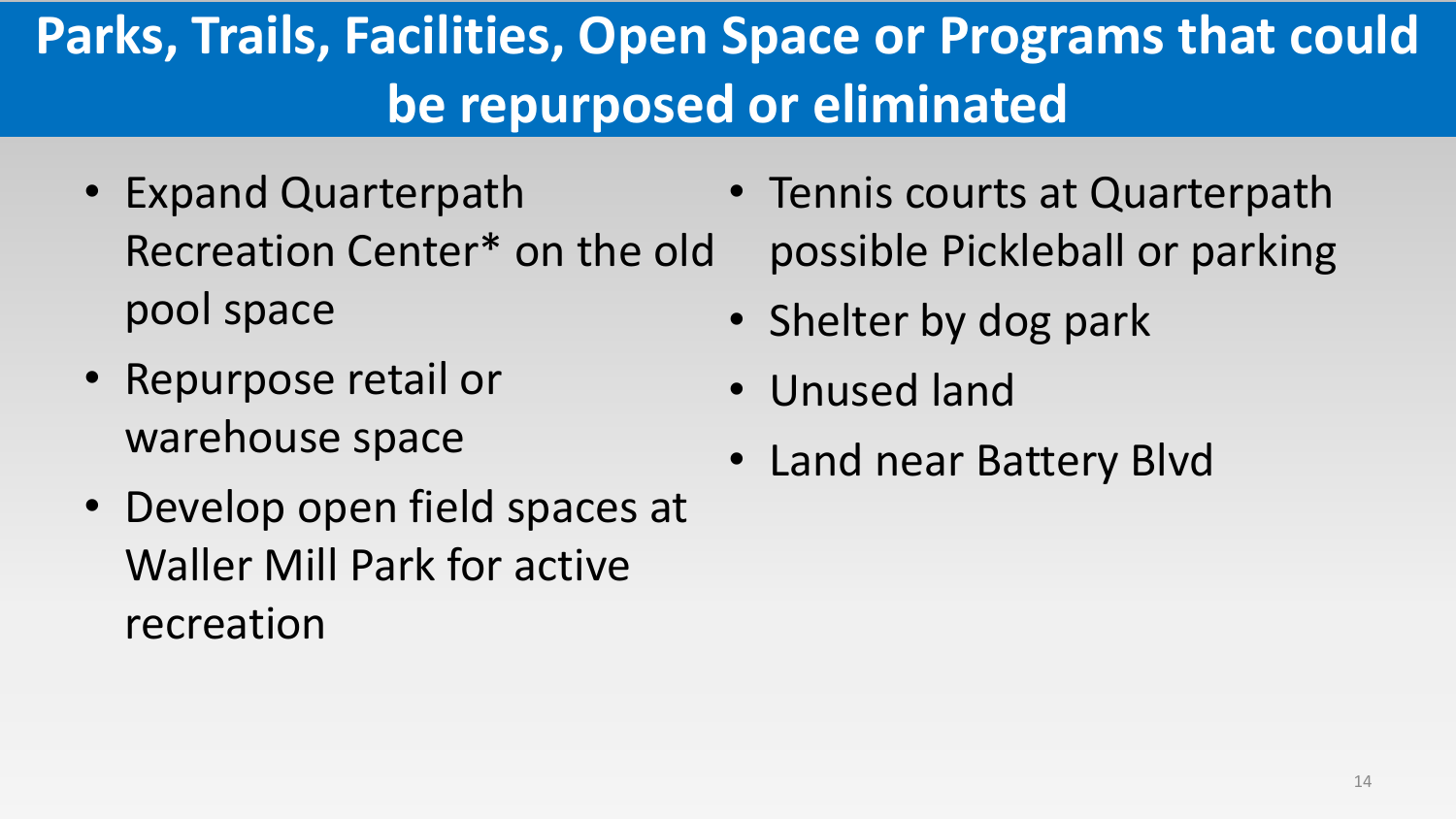# Parks, Trails, Facilities, Open Space or Programs that could be repurposed or eliminated

- Expand Quarterpath Recreation Center* on the old pool space
- Repurpose retail or warehouse space
- Develop open field spaces at Waller Mill Park for active recreation
- Tennis courts at Quarterpath possible Pickleball or parking
- Shelter by dog park
- Unused land
- Land near Battery Blvd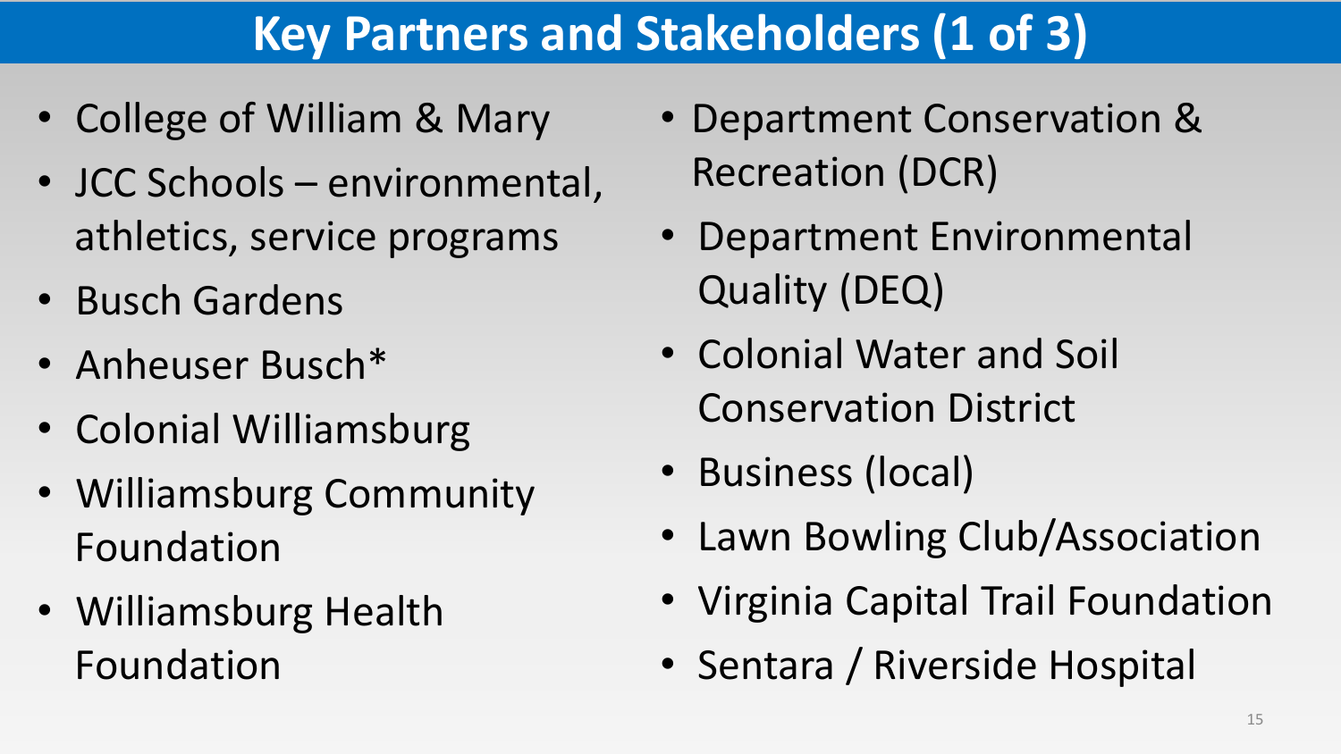# Key Partners and Stakeholders (1 of 3)

- College of William & Mary
- JCC Schools – environmental, athletics, service programs
- Busch Gardens
- Anheuser Busch*
- Colonial Williamsburg
- Williamsburg Community Foundation
- Williamsburg Health Foundation
- Department Conservation & Recreation (DCR)
- Department Environmental Quality (DEQ)
- Colonial Water and Soil Conservation District
- Business (local)
- Lawn Bowling Club/Association
- Virginia Capital Trail Foundation
- Sentara / Riverside Hospital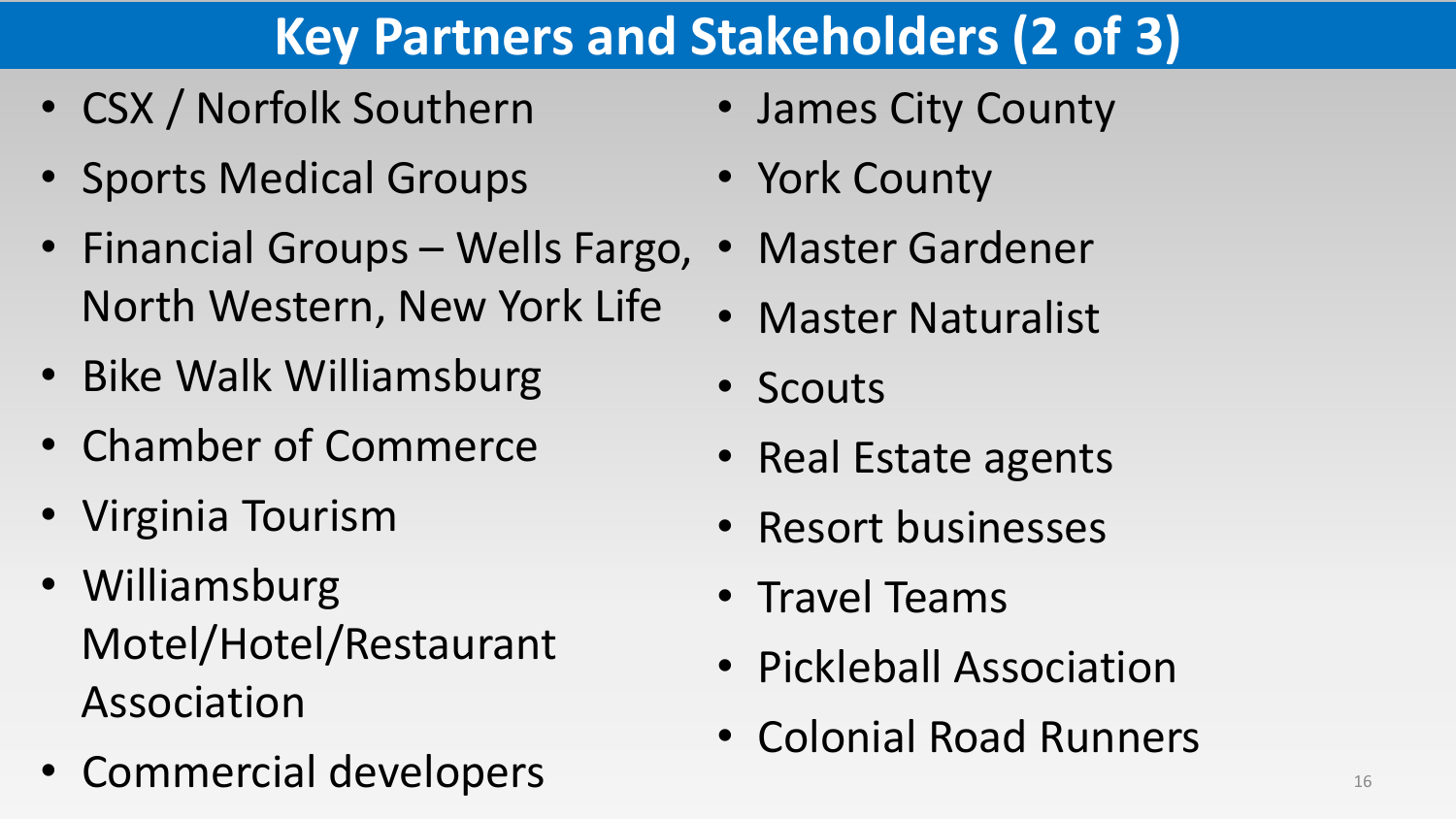# Key Partners and Stakeholders (2 of 3)

- CSX / Norfolk Southern
- Sports Medical Groups
- Financial Groups – Wells Fargo, North Western, New York Life
- Bike Walk Williamsburg
- Chamber of Commerce
- Virginia Tourism
- Williamsburg Motel/Hotel/Restaurant Association
- Commercial developers
- James City County
- York County
- Master Gardener
- Master Naturalist
- Scouts
- Real Estate agents
- Resort businesses
- Travel Teams
- Pickleball Association
- Colonial Road Runners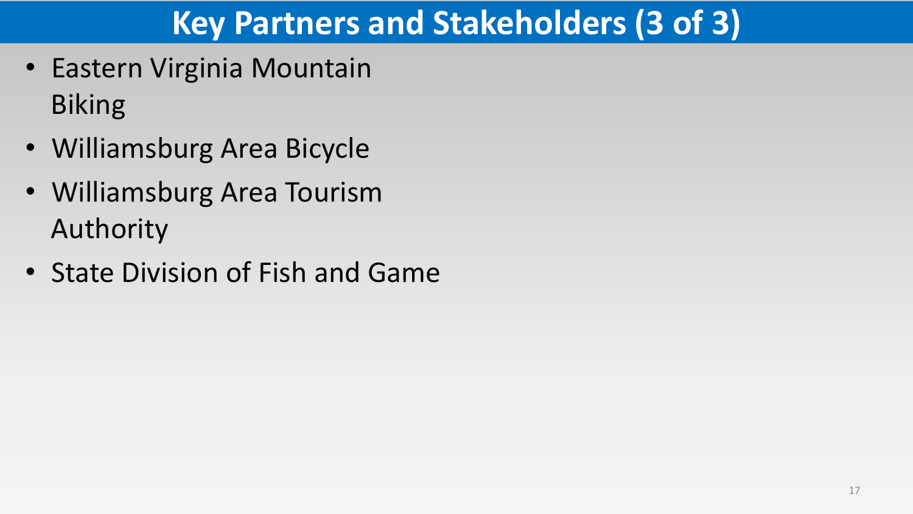# Key Partners and Stakeholders (3 of 3)

- Eastern Virginia Mountain Biking
- Williamsburg Area Bicycle
- Williamsburg Area Tourism Authority
- State Division of Fish and Game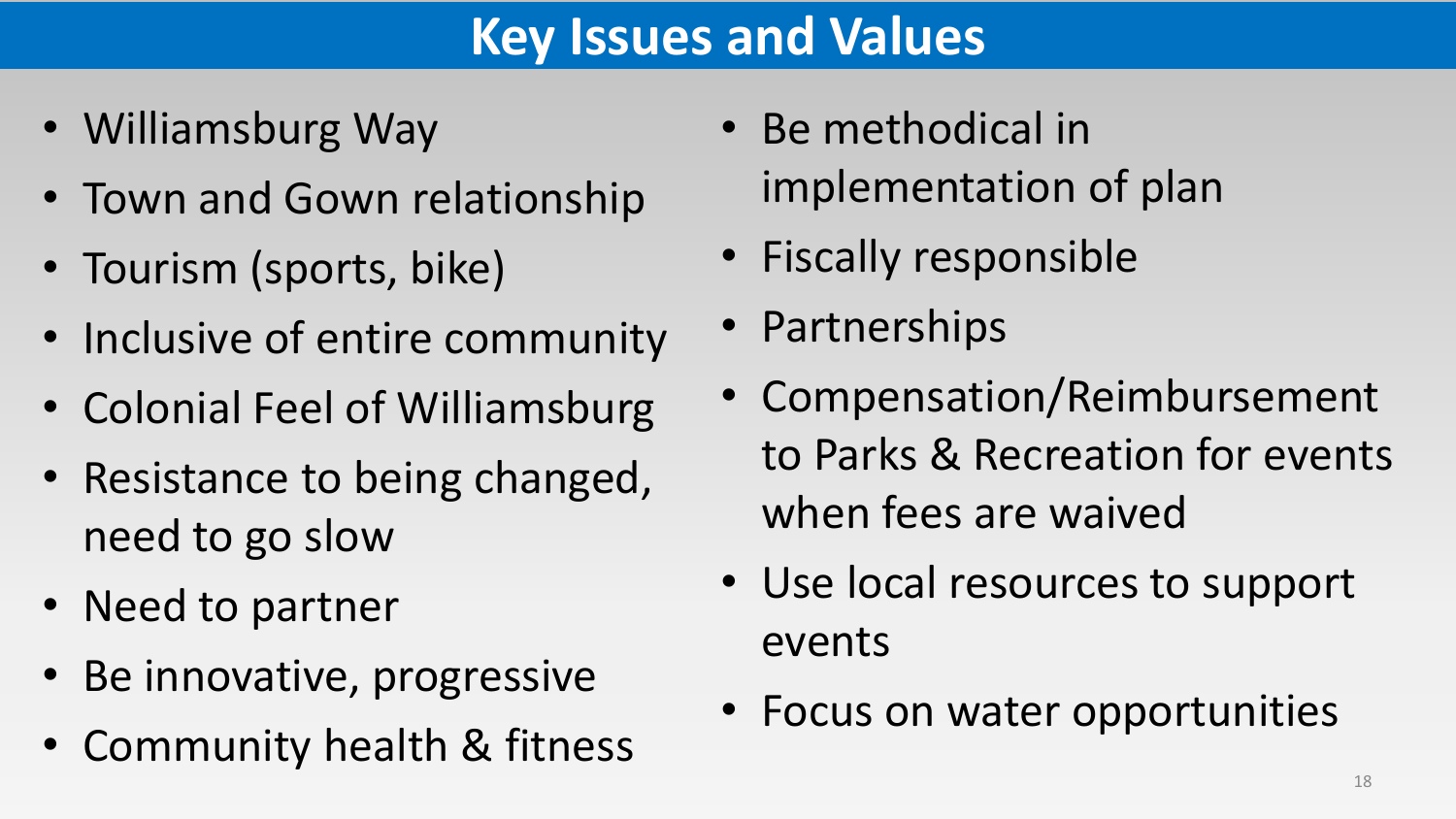# Key Issues and Values

- Williamsburg Way
- Town and Gown relationship
- Tourism (sports, bike)
- Inclusive of entire community
- Colonial Feel of Williamsburg
- Resistance to being changed, need to go slow
- Need to partner
- Be innovative, progressive
- Community health & fitness
- Be methodical in implementation of plan
- Fiscally responsible
- Partnerships
- Compensation/Reimbursement to Parks & Recreation for events when fees are waived
- Use local resources to support events
- Focus on water opportunities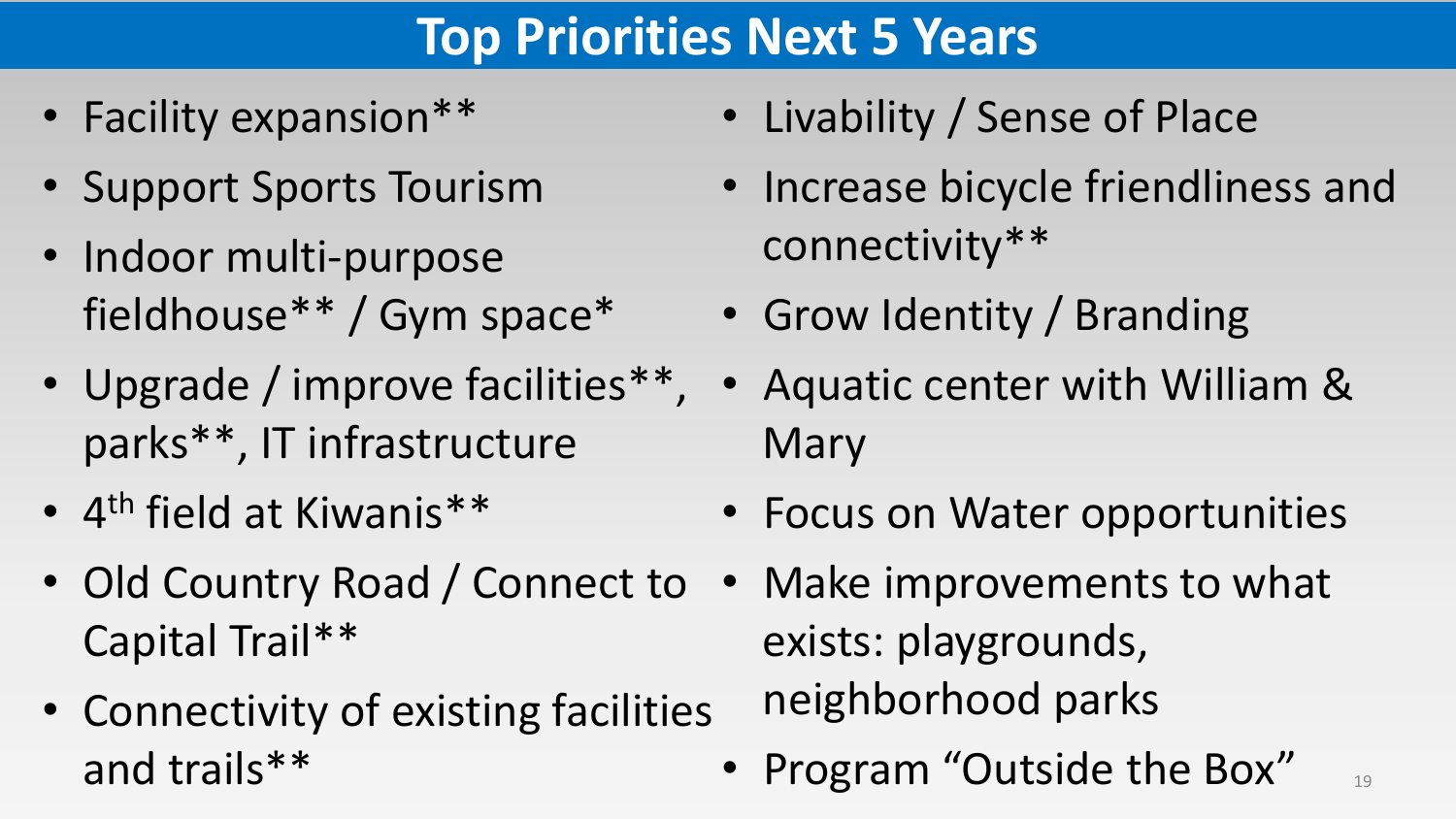# Top Priorities Next 5 Years

- Facility expansion**
- Support Sports Tourism
- Indoor multi-purpose fieldhouse** / Gym space*
- Upgrade / improve facilities**, parks**, IT infrastructure
- 4th field at Kiwanis**
- Old Country Road / Connect to Capital Trail**
- Connectivity of existing facilities and trails**
- Livability / Sense of Place
- Increase bicycle friendliness and connectivity**
- Grow Identity / Branding
- Aquatic center with William & Mary
- Focus on Water opportunities
- Make improvements to what exists: playgrounds, neighborhood parks
- Program "Outside the Box"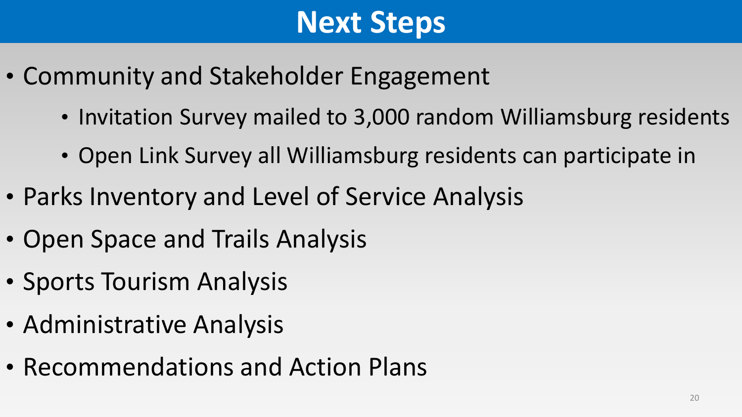# Next Steps

- Community and Stakeholder Engagement
  - Invitation Survey mailed to 3,000 random Williamsburg residents
  - Open Link Survey all Williamsburg residents can participate in
- Parks Inventory and Level of Service Analysis
- Open Space and Trails Analysis
- Sports Tourism Analysis
- Administrative Analysis
- Recommendations and Action Plans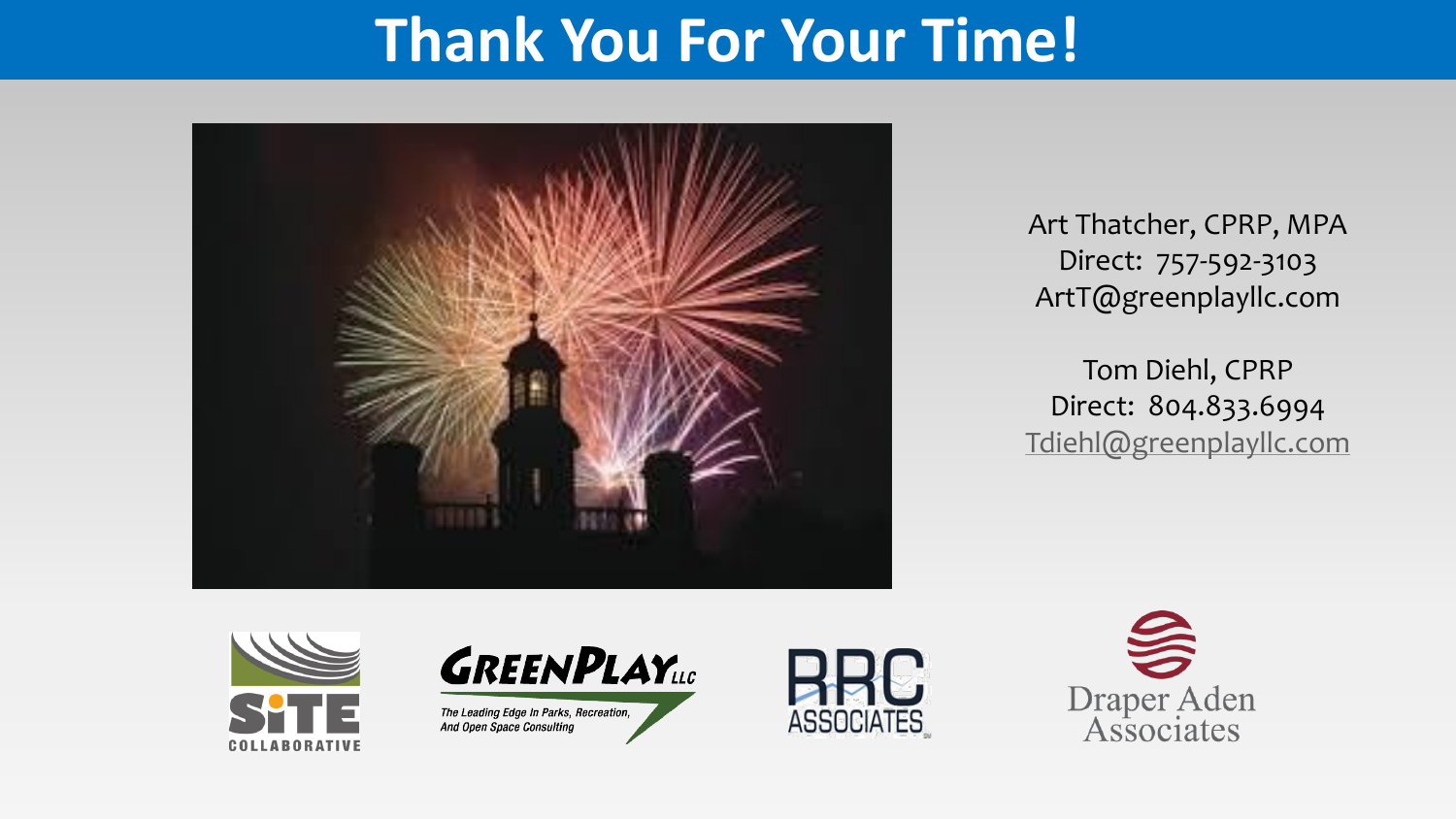# Thank You For Your Time!

Art Thatcher, CPRP, MPA
Direct: 757-592-3103
ArtT@greenplayllc.com

Tom Diehl, CPRP
Direct: 804.833.6994
Tdiehl@greenplayllc.com